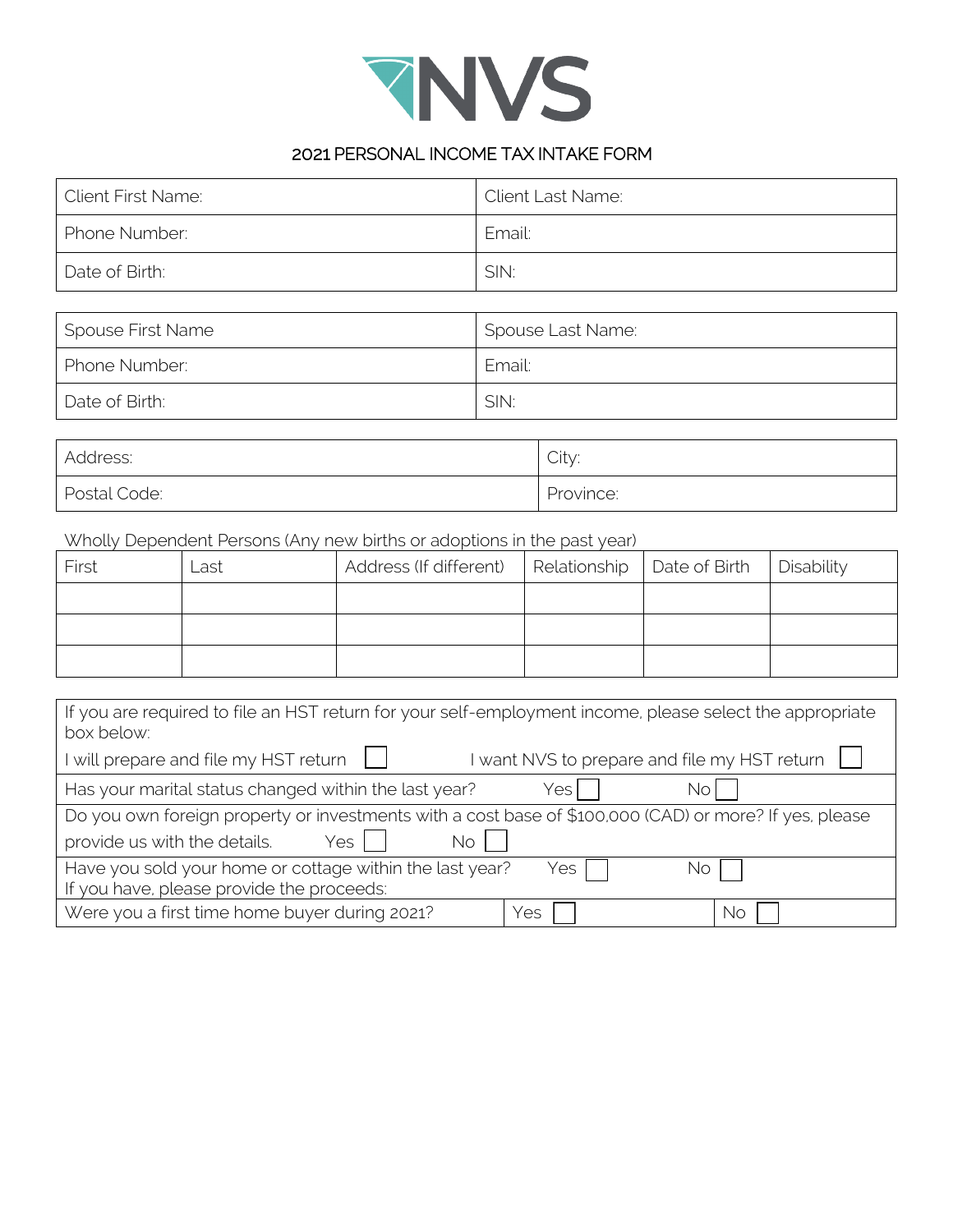NVS

# 2021 PERSONAL INCOME TAX INTAKE FORM

| Client First Name: | Client Last Name: |
|---|---|
| Phone Number: | Email: |
| Date of Birth: | SIN: |

| Spouse First Name | Spouse Last Name: |
|---|---|
| Phone Number: | Email: |
| Date of Birth: | SIN: |

| Address: | City: |
|---|---|
| Postal Code: | Province: |

Wholly Dependent Persons (Any new births or adoptions in the past year)

| First | Last | Address (If different) | Relationship | Date of Birth | Disability |
|---|---|---|---|---|---|
| | | | | | |
| | | | | | |
| | | | | | |

If you are required to file an HST return for your self-employment income, please select the appropriate box below:

I will prepare and file my HST return ☐ I want NVS to prepare and file my HST return ☐

Has your marital status changed within the last year? Yes ☐ No ☐

Do you own foreign property or investments with a cost base of $100,000 (CAD) or more? If yes, please provide us with the details. Yes ☐ No ☐

Have you sold your home or cottage within the last year? Yes ☐ No ☐
If you have, please provide the proceeds:

Were you a first time home buyer during 2021? Yes ☐ No ☐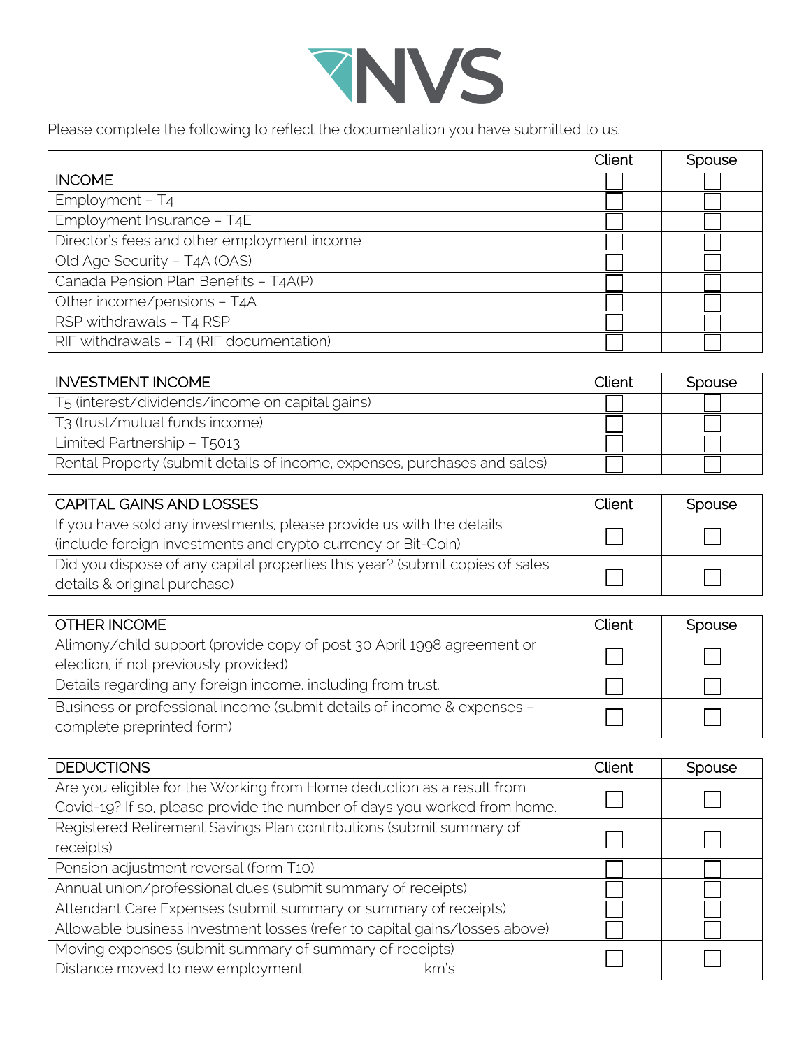NVS

Please complete the following to reflect the documentation you have submitted to us.

| | Client | Spouse |
|---|---|---|
| INCOME | ☐ | ☐ |
| Employment – T4 | ☐ | ☐ |
| Employment Insurance – T4E | ☐ | ☐ |
| Director's fees and other employment income | ☐ | ☐ |
| Old Age Security – T4A (OAS) | ☐ | ☐ |
| Canada Pension Plan Benefits – T4A(P) | ☐ | ☐ |
| Other income/pensions – T4A | ☐ | ☐ |
| RSP withdrawals – T4 RSP | ☐ | ☐ |
| RIF withdrawals – T4 (RIF documentation) | ☐ | ☐ |

| INVESTMENT INCOME | Client | Spouse |
|---|---|---|
| T5 (interest/dividends/income on capital gains) | ☐ | ☐ |
| T3 (trust/mutual funds income) | ☐ | ☐ |
| Limited Partnership – T5013 | ☐ | ☐ |
| Rental Property (submit details of income, expenses, purchases and sales) | ☐ | ☐ |

| CAPITAL GAINS AND LOSSES | Client | Spouse |
|---|---|---|
| If you have sold any investments, please provide us with the details (include foreign investments and crypto currency or Bit-Coin) | ☐ | ☐ |
| Did you dispose of any capital properties this year? (submit copies of sales details & original purchase) | ☐ | ☐ |

| OTHER INCOME | Client | Spouse |
|---|---|---|
| Alimony/child support (provide copy of post 30 April 1998 agreement or election, if not previously provided) | ☐ | ☐ |
| Details regarding any foreign income, including from trust. | ☐ | ☐ |
| Business or professional income (submit details of income & expenses – complete preprinted form) | ☐ | ☐ |

| DEDUCTIONS | Client | Spouse |
|---|---|---|
| Are you eligible for the Working from Home deduction as a result from Covid-19? If so, please provide the number of days you worked from home. | ☐ | ☐ |
| Registered Retirement Savings Plan contributions (submit summary of receipts) | ☐ | ☐ |
| Pension adjustment reversal (form T10) | ☐ | ☐ |
| Annual union/professional dues (submit summary of receipts) | ☐ | ☐ |
| Attendant Care Expenses (submit summary or summary of receipts) | ☐ | ☐ |
| Allowable business investment losses (refer to capital gains/losses above) | ☐ | ☐ |
| Moving expenses (submit summary of summary of receipts) Distance moved to new employment km's | ☐ | ☐ |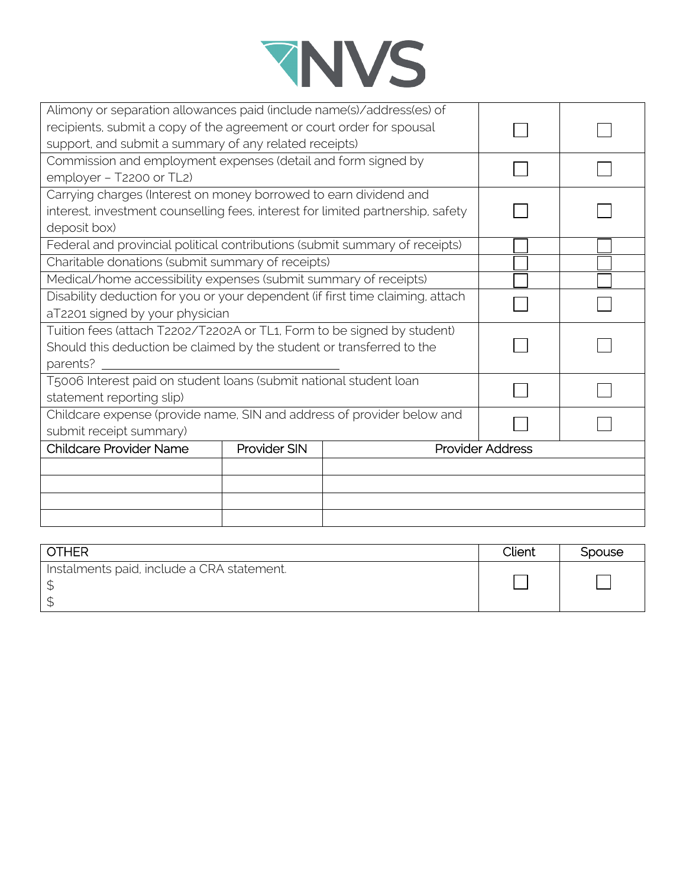# NVS

| | | |
|---|---|---|
| Alimony or separation allowances paid (include name(s)/address(es) of recipients, submit a copy of the agreement or court order for spousal support, and submit a summary of any related receipts) | ☐ | ☐ |
| Commission and employment expenses (detail and form signed by employer – T2200 or TL2) | ☐ | ☐ |
| Carrying charges (Interest on money borrowed to earn dividend and interest, investment counselling fees, interest for limited partnership, safety deposit box) | ☐ | ☐ |
| Federal and provincial political contributions (submit summary of receipts) | ☐ | ☐ |
| Charitable donations (submit summary of receipts) | ☐ | ☐ |
| Medical/home accessibility expenses (submit summary of receipts) | ☐ | ☐ |
| Disability deduction for you or your dependent (if first time claiming, attach aT2201 signed by your physician | ☐ | ☐ |
| Tuition fees (attach T2202/T2202A or TL1, Form to be signed by student) Should this deduction be claimed by the student or transferred to the parents? ______________________ | ☐ | ☐ |
| T5006 Interest paid on student loans (submit national student loan statement reporting slip) | ☐ | ☐ |
| Childcare expense (provide name, SIN and address of provider below and submit receipt summary) | ☐ | ☐ |

| Childcare Provider Name | Provider SIN | Provider Address |
|---|---|---|
| | | |
| | | |
| | | |
| | | |

| OTHER | Client | Spouse |
|---|---|---|
| Instalments paid, include a CRA statement.<br>$<br>$ | ☐ | ☐ |